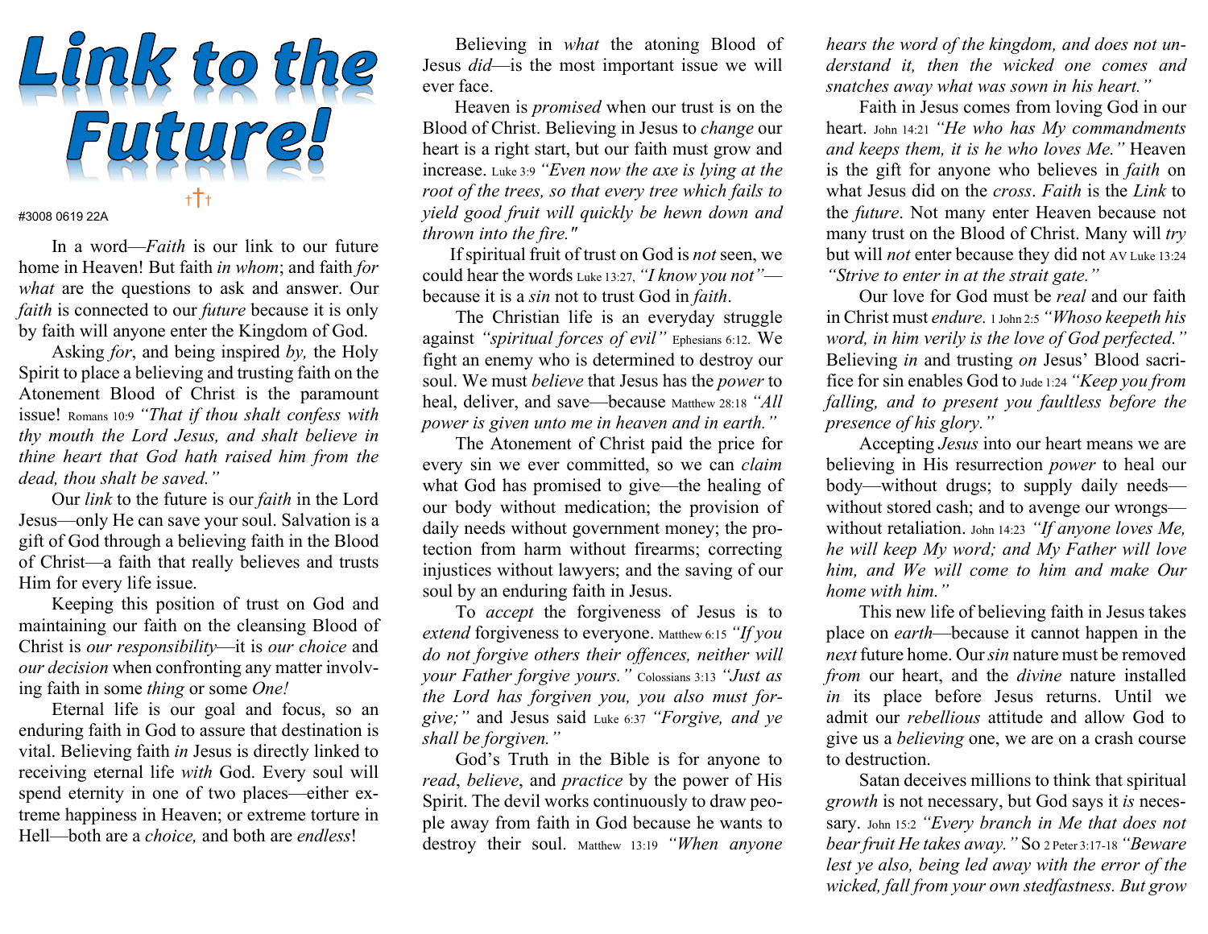# Link to the Future!

†††

#3008 0619 22A

In a word—*Faith* is our link to our future home in Heaven! But faith *in whom*; and faith *for what* are the questions to ask and answer. Our *faith* is connected to our *future* because it is only by faith will anyone enter the Kingdom of God.

Asking *for*, and being inspired *by,* the Holy Spirit to place a believing and trusting faith on the Atonement Blood of Christ is the paramount issue! Romans 10:9 *"That if thou shalt confess with thy mouth the Lord Jesus, and shalt believe in thine heart that God hath raised him from the dead, thou shalt be saved."*

Our *link* to the future is our *faith* in the Lord Jesus—only He can save your soul. Salvation is a gift of God through a believing faith in the Blood of Christ—a faith that really believes and trusts Him for every life issue.

Keeping this position of trust on God and maintaining our faith on the cleansing Blood of Christ is *our responsibility*—it is *our choice* and *our decision* when confronting any matter involving faith in some *thing* or some *One!*

Eternal life is our goal and focus, so an enduring faith in God to assure that destination is vital. Believing faith *in* Jesus is directly linked to receiving eternal life *with* God. Every soul will spend eternity in one of two places—either extreme happiness in Heaven; or extreme torture in Hell—both are a *choice,* and both are *endless*!

Believing in *what* the atoning Blood of Jesus *did*—is the most important issue we will ever face.

Heaven is *promised* when our trust is on the Blood of Christ. Believing in Jesus to *change* our heart is a right start, but our faith must grow and increase. Luke 3:9 *"Even now the axe is lying at the root of the trees, so that every tree which fails to yield good fruit will quickly be hewn down and thrown into the fire."*

If spiritual fruit of trust on God is *not* seen, we could hear the words Luke 13:27, *"I know you not"*—because it is a *sin* not to trust God in *faith*.

The Christian life is an everyday struggle against *"spiritual forces of evil"* Ephesians 6:12. We fight an enemy who is determined to destroy our soul. We must *believe* that Jesus has the *power* to heal, deliver, and save—because Matthew 28:18 *"All power is given unto me in heaven and in earth."*

The Atonement of Christ paid the price for every sin we ever committed, so we can *claim* what God has promised to give—the healing of our body without medication; the provision of daily needs without government money; the protection from harm without firearms; correcting injustices without lawyers; and the saving of our soul by an enduring faith in Jesus.

To *accept* the forgiveness of Jesus is to *extend* forgiveness to everyone. Matthew 6:15 *"If you do not forgive others their offences, neither will your Father forgive yours."* Colossians 3:13 *"Just as the Lord has forgiven you, you also must forgive;"* and Jesus said Luke 6:37 *"Forgive, and ye shall be forgiven."*

God's Truth in the Bible is for anyone to *read*, *believe*, and *practice* by the power of His Spirit. The devil works continuously to draw people away from faith in God because he wants to destroy their soul. Matthew 13:19 *"When anyone hears the word of the kingdom, and does not understand it, then the wicked one comes and snatches away what was sown in his heart."*

Faith in Jesus comes from loving God in our heart. John 14:21 *"He who has My commandments and keeps them, it is he who loves Me."* Heaven is the gift for anyone who believes in *faith* on what Jesus did on the *cross*. *Faith* is the *Link* to the *future*. Not many enter Heaven because not many trust on the Blood of Christ. Many will *try* but will *not* enter because they did not AV Luke 13:24 *"Strive to enter in at the strait gate."*

Our love for God must be *real* and our faith in Christ must *endure.* 1 John 2:5 *"Whoso keepeth his word, in him verily is the love of God perfected."* Believing *in* and trusting *on* Jesus' Blood sacrifice for sin enables God to Jude 1:24 *"Keep you from falling, and to present you faultless before the presence of his glory."*

Accepting *Jesus* into our heart means we are believing in His resurrection *power* to heal our body—without drugs; to supply daily needs—without stored cash; and to avenge our wrongs—without retaliation. John 14:23 *"If anyone loves Me, he will keep My word; and My Father will love him, and We will come to him and make Our home with him."*

This new life of believing faith in Jesus takes place on *earth*—because it cannot happen in the *next* future home. Our *sin* nature must be removed *from* our heart, and the *divine* nature installed *in* its place before Jesus returns. Until we admit our *rebellious* attitude and allow God to give us a *believing* one, we are on a crash course to destruction.

Satan deceives millions to think that spiritual *growth* is not necessary, but God says it *is* necessary. John 15:2 *"Every branch in Me that does not bear fruit He takes away."* So 2 Peter 3:17-18 *"Beware lest ye also, being led away with the error of the wicked, fall from your own stedfastness. But grow*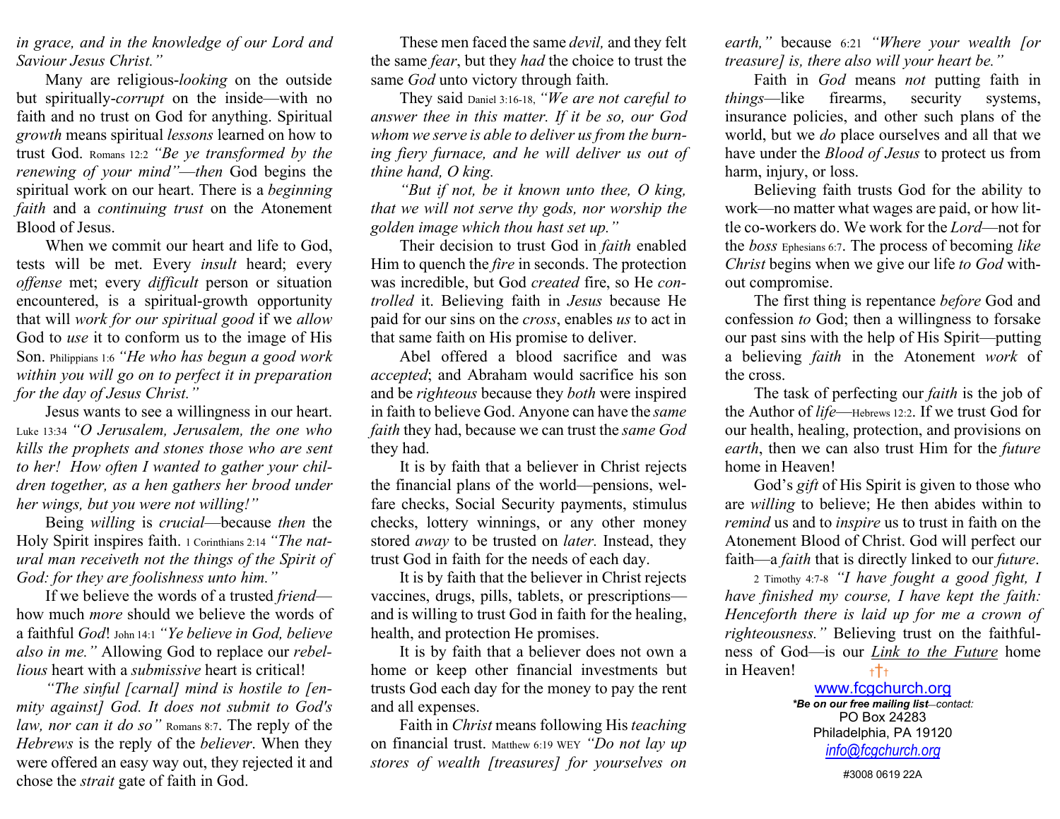*in grace, and in the knowledge of our Lord and Saviour Jesus Christ."*

Many are religious-*looking* on the outside but spiritually-*corrupt* on the inside—with no faith and no trust on God for anything. Spiritual *growth* means spiritual *lessons* learned on how to trust God. Romans 12:2 *"Be ye transformed by the renewing of your mind"*—*then* God begins the spiritual work on our heart. There is a *beginning faith* and a *continuing trust* on the Atonement Blood of Jesus.

When we commit our heart and life to God, tests will be met. Every *insult* heard; every *offense* met; every *difficult* person or situation encountered, is a spiritual-growth opportunity that will *work for our spiritual good* if we *allow* God to *use* it to conform us to the image of His Son. Philippians 1:6 *"He who has begun a good work within you will go on to perfect it in preparation for the day of Jesus Christ."*

Jesus wants to see a willingness in our heart. Luke 13:34 *"O Jerusalem, Jerusalem, the one who kills the prophets and stones those who are sent to her! How often I wanted to gather your children together, as a hen gathers her brood under her wings, but you were not willing!"*

Being *willing* is *crucial*—because *then* the Holy Spirit inspires faith. 1 Corinthians 2:14 *"The natural man receiveth not the things of the Spirit of God: for they are foolishness unto him."*

If we believe the words of a trusted *friend*—how much *more* should we believe the words of a faithful *God*! John 14:1 *"Ye believe in God, believe also in me."* Allowing God to replace our *rebellious* heart with a *submissive* heart is critical!

*"The sinful [carnal] mind is hostile to [enmity against] God. It does not submit to God's law, nor can it do so"* Romans 8:7. The reply of the *Hebrews* is the reply of the *believer*. When they were offered an easy way out, they rejected it and chose the *strait* gate of faith in God.

These men faced the same *devil,* and they felt the same *fear*, but they *had* the choice to trust the same *God* unto victory through faith.

They said Daniel 3:16-18, *"We are not careful to answer thee in this matter. If it be so, our God whom we serve is able to deliver us from the burning fiery furnace, and he will deliver us out of thine hand, O king.*

*"But if not, be it known unto thee, O king, that we will not serve thy gods, nor worship the golden image which thou hast set up."*

Their decision to trust God in *faith* enabled Him to quench the *fire* in seconds. The protection was incredible, but God *created* fire, so He *controlled* it. Believing faith in *Jesus* because He paid for our sins on the *cross*, enables *us* to act in that same faith on His promise to deliver.

Abel offered a blood sacrifice and was *accepted*; and Abraham would sacrifice his son and be *righteous* because they *both* were inspired in faith to believe God. Anyone can have the *same faith* they had, because we can trust the *same God* they had.

It is by faith that a believer in Christ rejects the financial plans of the world—pensions, welfare checks, Social Security payments, stimulus checks, lottery winnings, or any other money stored *away* to be trusted on *later.* Instead, they trust God in faith for the needs of each day.

It is by faith that the believer in Christ rejects vaccines, drugs, pills, tablets, or prescriptions—and is willing to trust God in faith for the healing, health, and protection He promises.

It is by faith that a believer does not own a home or keep other financial investments but trusts God each day for the money to pay the rent and all expenses.

Faith in *Christ* means following His *teaching* on financial trust. Matthew 6:19 WEY *"Do not lay up stores of wealth [treasures] for yourselves on earth,"* because 6:21 *"Where your wealth [or treasure] is, there also will your heart be."*

Faith in *God* means *not* putting faith in *things*—like firearms, security systems, insurance policies, and other such plans of the world, but we *do* place ourselves and all that we have under the *Blood of Jesus* to protect us from harm, injury, or loss.

Believing faith trusts God for the ability to work—no matter what wages are paid, or how little co-workers do. We work for the *Lord*—not for the *boss* Ephesians 6:7. The process of becoming *like Christ* begins when we give our life *to God* without compromise.

The first thing is repentance *before* God and confession *to* God; then a willingness to forsake our past sins with the help of His Spirit—putting a believing *faith* in the Atonement *work* of the cross.

The task of perfecting our *faith* is the job of the Author of *life*—Hebrews 12:2. If we trust God for our health, healing, protection, and provisions on *earth*, then we can also trust Him for the *future* home in Heaven!

God's *gift* of His Spirit is given to those who are *willing* to believe; He then abides within to *remind* us and to *inspire* us to trust in faith on the Atonement Blood of Christ. God will perfect our faith—a *faith* that is directly linked to our *future*.

2 Timothy 4:7-8 *"I have fought a good fight, I have finished my course, I have kept the faith: Henceforth there is laid up for me a crown of righteousness."* Believing trust on the faithfulness of God—is our Link to the Future home in Heaven!

†††

www.fcgchurch.org

***Be on our free mailing list**—contact:*

PO Box 24283
Philadelphia, PA 19120
*info@fcgchurch.org*

#3008 0619 22A